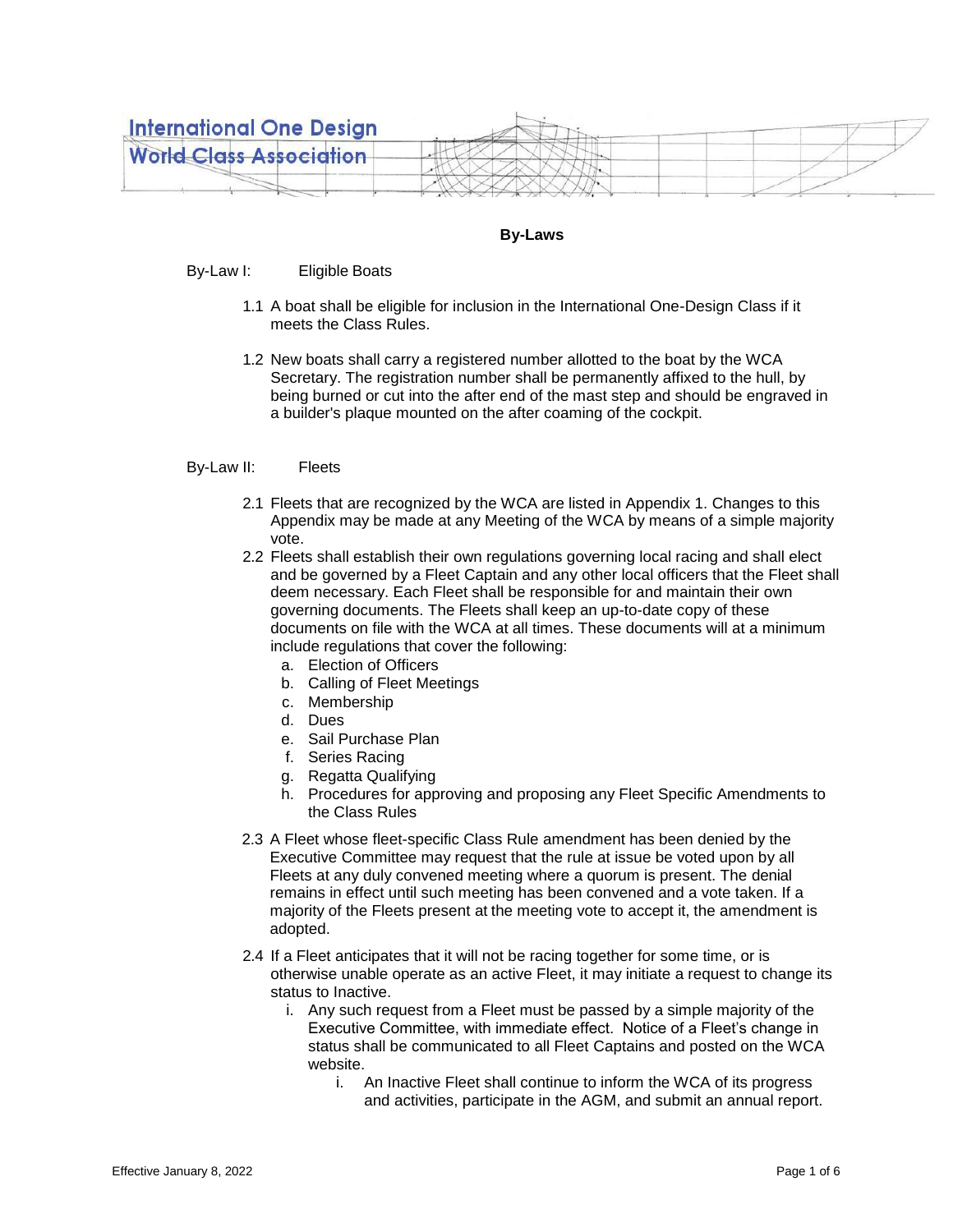International One Design
World Class Association

# By-Laws

## By-Law I: Eligible Boats

1.1 A boat shall be eligible for inclusion in the International One-Design Class if it meets the Class Rules.

1.2 New boats shall carry a registered number allotted to the boat by the WCA Secretary. The registration number shall be permanently affixed to the hull, by being burned or cut into the after end of the mast step and should be engraved in a builder's plaque mounted on the after coaming of the cockpit.

## By-Law II: Fleets

2.1 Fleets that are recognized by the WCA are listed in Appendix 1. Changes to this Appendix may be made at any Meeting of the WCA by means of a simple majority vote.

2.2 Fleets shall establish their own regulations governing local racing and shall elect and be governed by a Fleet Captain and any other local officers that the Fleet shall deem necessary. Each Fleet shall be responsible for and maintain their own governing documents. The Fleets shall keep an up-to-date copy of these documents on file with the WCA at all times. These documents will at a minimum include regulations that cover the following:

a. Election of Officers
b. Calling of Fleet Meetings
c. Membership
d. Dues
e. Sail Purchase Plan
f. Series Racing
g. Regatta Qualifying
h. Procedures for approving and proposing any Fleet Specific Amendments to the Class Rules

2.3 A Fleet whose fleet-specific Class Rule amendment has been denied by the Executive Committee may request that the rule at issue be voted upon by all Fleets at any duly convened meeting where a quorum is present. The denial remains in effect until such meeting has been convened and a vote taken. If a majority of the Fleets present at the meeting vote to accept it, the amendment is adopted.

2.4 If a Fleet anticipates that it will not be racing together for some time, or is otherwise unable operate as an active Fleet, it may initiate a request to change its status to Inactive.

i. Any such request from a Fleet must be passed by a simple majority of the Executive Committee, with immediate effect. Notice of a Fleet's change in status shall be communicated to all Fleet Captains and posted on the WCA website.

   i. An Inactive Fleet shall continue to inform the WCA of its progress and activities, participate in the AGM, and submit an annual report.

Effective January 8, 2022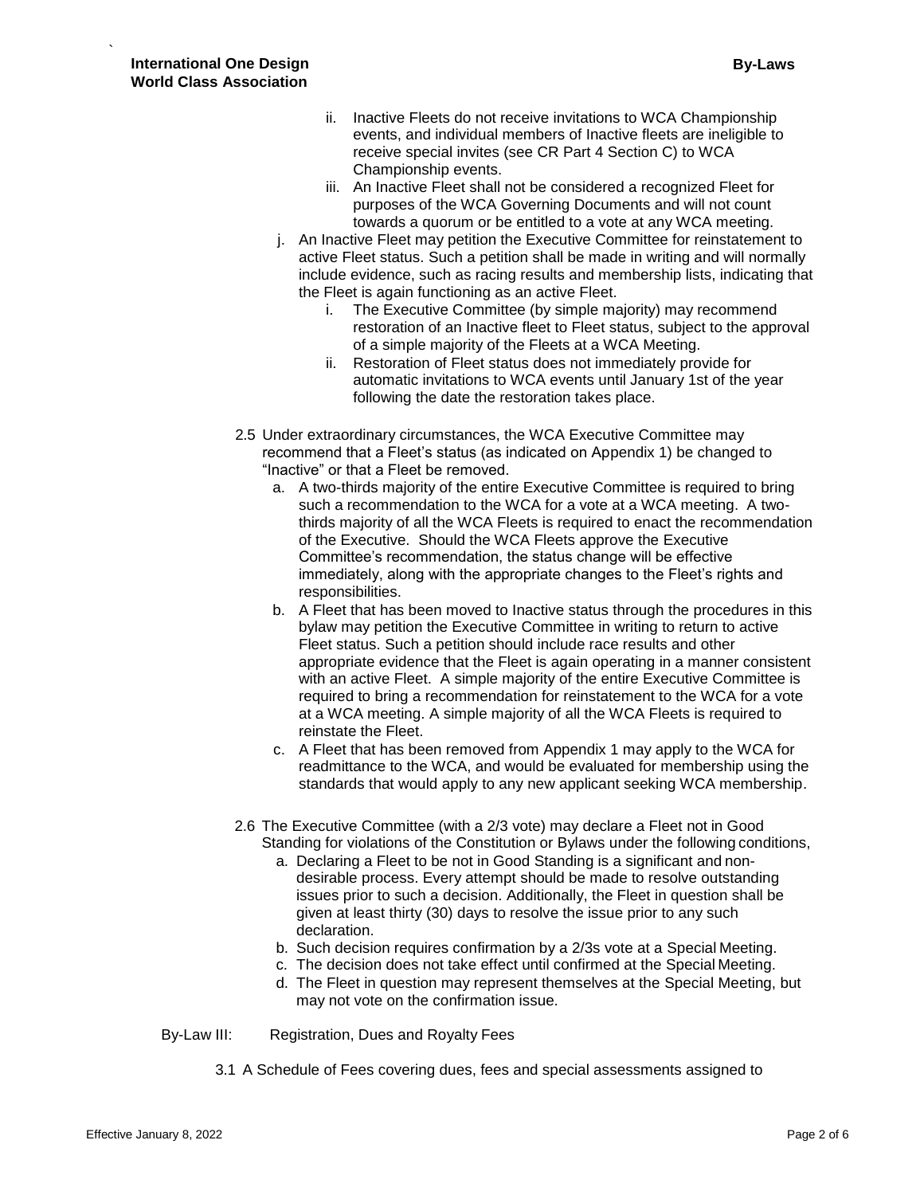ii. Inactive Fleets do not receive invitations to WCA Championship events, and individual members of Inactive fleets are ineligible to receive special invites (see CR Part 4 Section C) to WCA Championship events.

iii. An Inactive Fleet shall not be considered a recognized Fleet for purposes of the WCA Governing Documents and will not count towards a quorum or be entitled to a vote at any WCA meeting.

j. An Inactive Fleet may petition the Executive Committee for reinstatement to active Fleet status. Such a petition shall be made in writing and will normally include evidence, such as racing results and membership lists, indicating that the Fleet is again functioning as an active Fleet.

  i. The Executive Committee (by simple majority) may recommend restoration of an Inactive fleet to Fleet status, subject to the approval of a simple majority of the Fleets at a WCA Meeting.

  ii. Restoration of Fleet status does not immediately provide for automatic invitations to WCA events until January 1st of the year following the date the restoration takes place.

2.5 Under extraordinary circumstances, the WCA Executive Committee may recommend that a Fleet's status (as indicated on Appendix 1) be changed to "Inactive" or that a Fleet be removed.

  a. A two-thirds majority of the entire Executive Committee is required to bring such a recommendation to the WCA for a vote at a WCA meeting. A two-thirds majority of all the WCA Fleets is required to enact the recommendation of the Executive. Should the WCA Fleets approve the Executive Committee's recommendation, the status change will be effective immediately, along with the appropriate changes to the Fleet's rights and responsibilities.

  b. A Fleet that has been moved to Inactive status through the procedures in this bylaw may petition the Executive Committee in writing to return to active Fleet status. Such a petition should include race results and other appropriate evidence that the Fleet is again operating in a manner consistent with an active Fleet. A simple majority of the entire Executive Committee is required to bring a recommendation for reinstatement to the WCA for a vote at a WCA meeting. A simple majority of all the WCA Fleets is required to reinstate the Fleet.

  c. A Fleet that has been removed from Appendix 1 may apply to the WCA for readmittance to the WCA, and would be evaluated for membership using the standards that would apply to any new applicant seeking WCA membership.

2.6 The Executive Committee (with a 2/3 vote) may declare a Fleet not in Good Standing for violations of the Constitution or Bylaws under the following conditions,

  a. Declaring a Fleet to be not in Good Standing is a significant and non-desirable process. Every attempt should be made to resolve outstanding issues prior to such a decision. Additionally, the Fleet in question shall be given at least thirty (30) days to resolve the issue prior to any such declaration.

  b. Such decision requires confirmation by a 2/3s vote at a Special Meeting.

  c. The decision does not take effect until confirmed at the Special Meeting.

  d. The Fleet in question may represent themselves at the Special Meeting, but may not vote on the confirmation issue.

By-Law III: Registration, Dues and Royalty Fees

3.1 A Schedule of Fees covering dues, fees and special assessments assigned to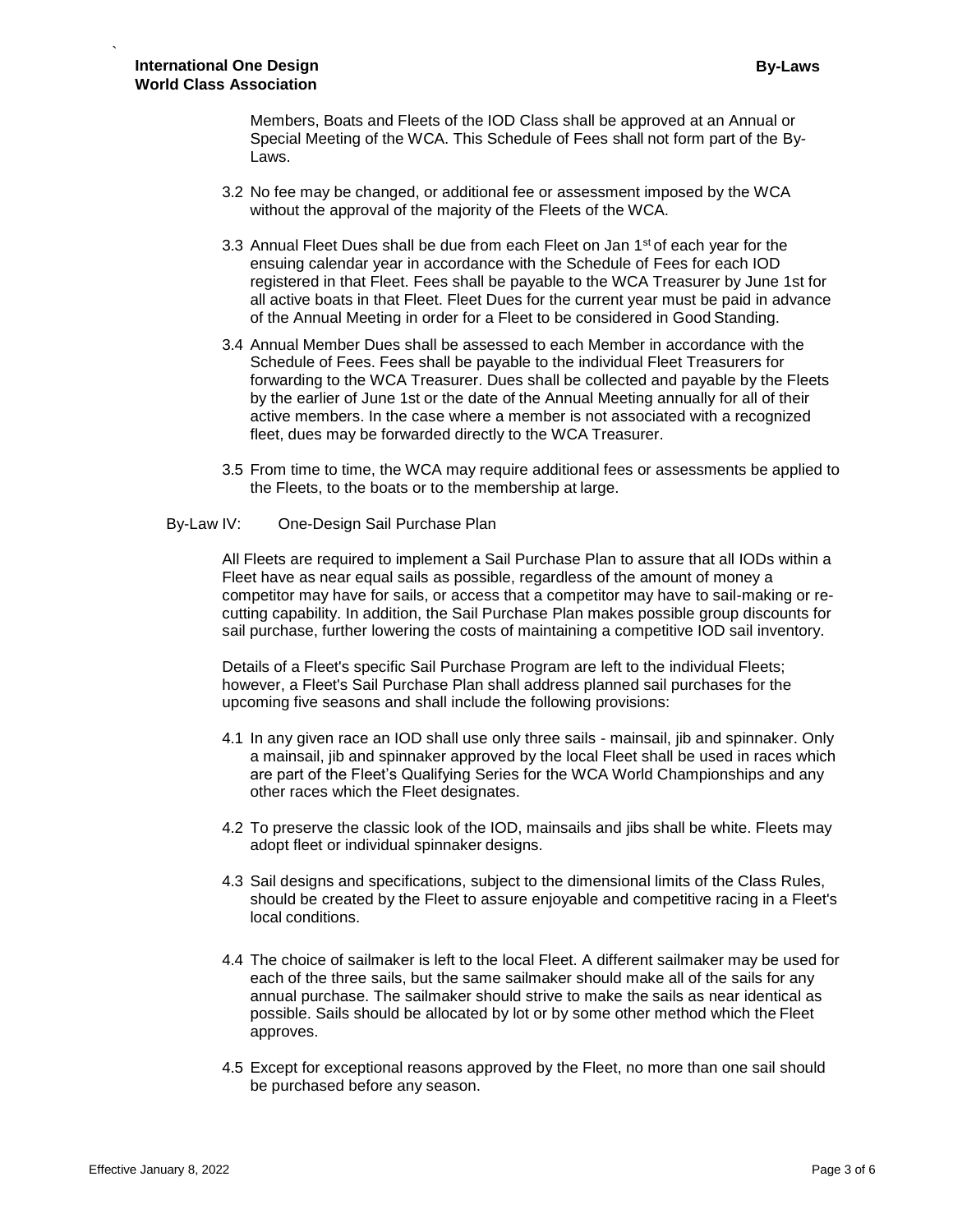Members, Boats and Fleets of the IOD Class shall be approved at an Annual or Special Meeting of the WCA. This Schedule of Fees shall not form part of the By-Laws.

3.2 No fee may be changed, or additional fee or assessment imposed by the WCA without the approval of the majority of the Fleets of the WCA.

3.3 Annual Fleet Dues shall be due from each Fleet on Jan 1st of each year for the ensuing calendar year in accordance with the Schedule of Fees for each IOD registered in that Fleet. Fees shall be payable to the WCA Treasurer by June 1st for all active boats in that Fleet. Fleet Dues for the current year must be paid in advance of the Annual Meeting in order for a Fleet to be considered in Good Standing.

3.4 Annual Member Dues shall be assessed to each Member in accordance with the Schedule of Fees. Fees shall be payable to the individual Fleet Treasurers for forwarding to the WCA Treasurer. Dues shall be collected and payable by the Fleets by the earlier of June 1st or the date of the Annual Meeting annually for all of their active members. In the case where a member is not associated with a recognized fleet, dues may be forwarded directly to the WCA Treasurer.

3.5 From time to time, the WCA may require additional fees or assessments be applied to the Fleets, to the boats or to the membership at large.

## By-Law IV: One-Design Sail Purchase Plan

All Fleets are required to implement a Sail Purchase Plan to assure that all IODs within a Fleet have as near equal sails as possible, regardless of the amount of money a competitor may have for sails, or access that a competitor may have to sail-making or re-cutting capability. In addition, the Sail Purchase Plan makes possible group discounts for sail purchase, further lowering the costs of maintaining a competitive IOD sail inventory.

Details of a Fleet's specific Sail Purchase Program are left to the individual Fleets; however, a Fleet's Sail Purchase Plan shall address planned sail purchases for the upcoming five seasons and shall include the following provisions:

4.1 In any given race an IOD shall use only three sails - mainsail, jib and spinnaker. Only a mainsail, jib and spinnaker approved by the local Fleet shall be used in races which are part of the Fleet's Qualifying Series for the WCA World Championships and any other races which the Fleet designates.

4.2 To preserve the classic look of the IOD, mainsails and jibs shall be white. Fleets may adopt fleet or individual spinnaker designs.

4.3 Sail designs and specifications, subject to the dimensional limits of the Class Rules, should be created by the Fleet to assure enjoyable and competitive racing in a Fleet's local conditions.

4.4 The choice of sailmaker is left to the local Fleet. A different sailmaker may be used for each of the three sails, but the same sailmaker should make all of the sails for any annual purchase. The sailmaker should strive to make the sails as near identical as possible. Sails should be allocated by lot or by some other method which the Fleet approves.

4.5 Except for exceptional reasons approved by the Fleet, no more than one sail should be purchased before any season.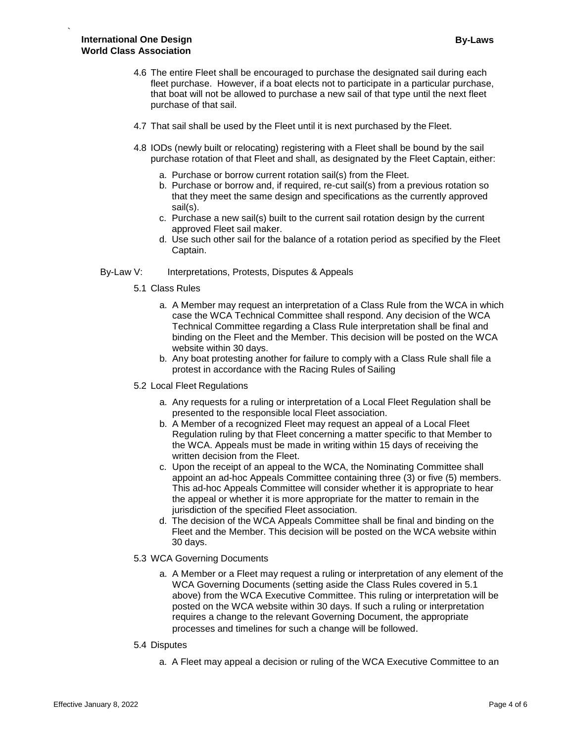4.6 The entire Fleet shall be encouraged to purchase the designated sail during each fleet purchase. However, if a boat elects not to participate in a particular purchase, that boat will not be allowed to purchase a new sail of that type until the next fleet purchase of that sail.

4.7 That sail shall be used by the Fleet until it is next purchased by the Fleet.

4.8 IODs (newly built or relocating) registering with a Fleet shall be bound by the sail purchase rotation of that Fleet and shall, as designated by the Fleet Captain, either:

a. Purchase or borrow current rotation sail(s) from the Fleet.
b. Purchase or borrow and, if required, re-cut sail(s) from a previous rotation so that they meet the same design and specifications as the currently approved sail(s).
c. Purchase a new sail(s) built to the current sail rotation design by the current approved Fleet sail maker.
d. Use such other sail for the balance of a rotation period as specified by the Fleet Captain.

## By-Law V: Interpretations, Protests, Disputes & Appeals

5.1 Class Rules

a. A Member may request an interpretation of a Class Rule from the WCA in which case the WCA Technical Committee shall respond. Any decision of the WCA Technical Committee regarding a Class Rule interpretation shall be final and binding on the Fleet and the Member. This decision will be posted on the WCA website within 30 days.
b. Any boat protesting another for failure to comply with a Class Rule shall file a protest in accordance with the Racing Rules of Sailing

5.2 Local Fleet Regulations

a. Any requests for a ruling or interpretation of a Local Fleet Regulation shall be presented to the responsible local Fleet association.
b. A Member of a recognized Fleet may request an appeal of a Local Fleet Regulation ruling by that Fleet concerning a matter specific to that Member to the WCA. Appeals must be made in writing within 15 days of receiving the written decision from the Fleet.
c. Upon the receipt of an appeal to the WCA, the Nominating Committee shall appoint an ad-hoc Appeals Committee containing three (3) or five (5) members. This ad-hoc Appeals Committee will consider whether it is appropriate to hear the appeal or whether it is more appropriate for the matter to remain in the jurisdiction of the specified Fleet association.
d. The decision of the WCA Appeals Committee shall be final and binding on the Fleet and the Member. This decision will be posted on the WCA website within 30 days.

5.3 WCA Governing Documents

a. A Member or a Fleet may request a ruling or interpretation of any element of the WCA Governing Documents (setting aside the Class Rules covered in 5.1 above) from the WCA Executive Committee. This ruling or interpretation will be posted on the WCA website within 30 days. If such a ruling or interpretation requires a change to the relevant Governing Document, the appropriate processes and timelines for such a change will be followed.

5.4 Disputes

a. A Fleet may appeal a decision or ruling of the WCA Executive Committee to an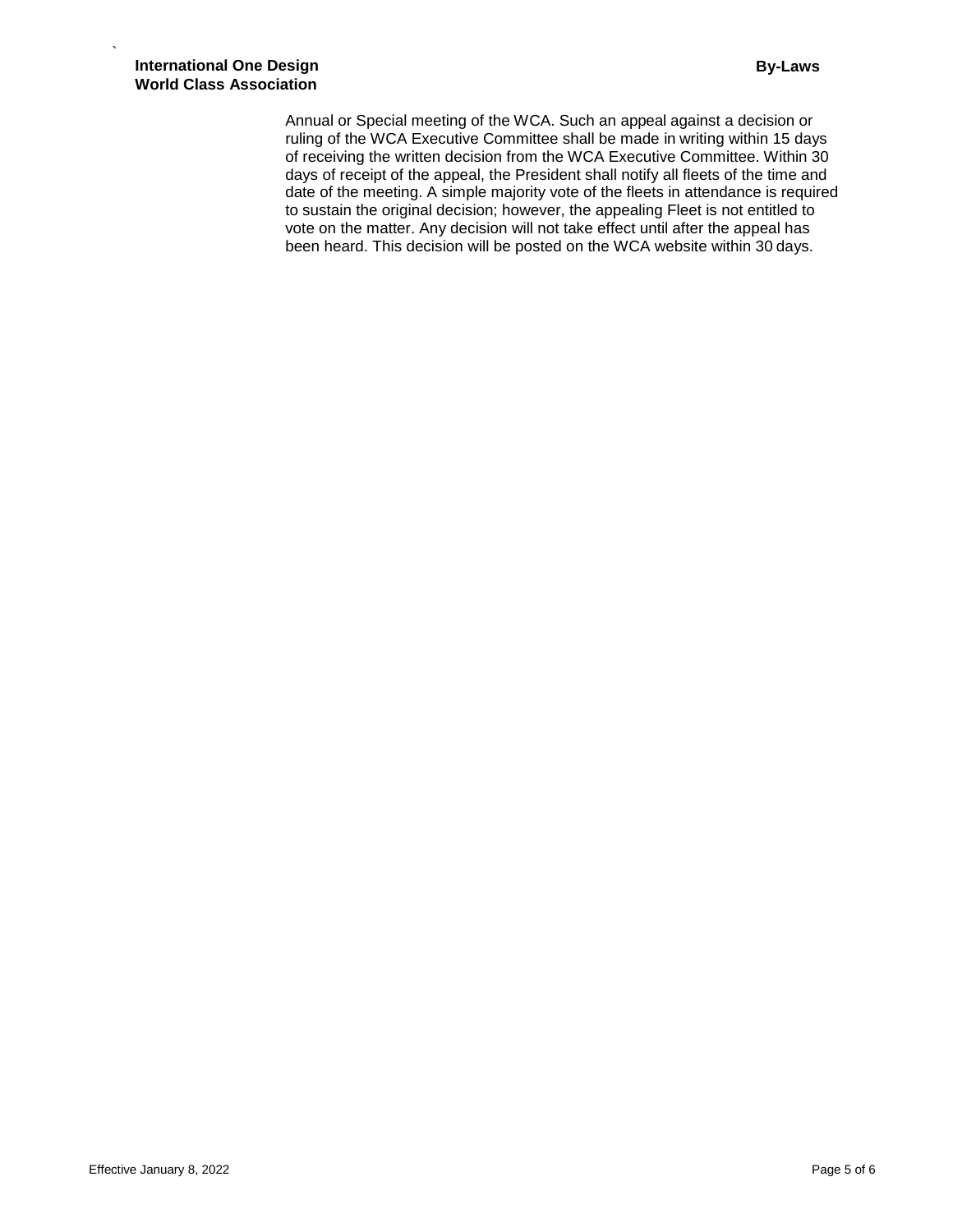Annual or Special meeting of the WCA. Such an appeal against a decision or ruling of the WCA Executive Committee shall be made in writing within 15 days of receiving the written decision from the WCA Executive Committee. Within 30 days of receipt of the appeal, the President shall notify all fleets of the time and date of the meeting. A simple majority vote of the fleets in attendance is required to sustain the original decision; however, the appealing Fleet is not entitled to vote on the matter. Any decision will not take effect until after the appeal has been heard. This decision will be posted on the WCA website within 30 days.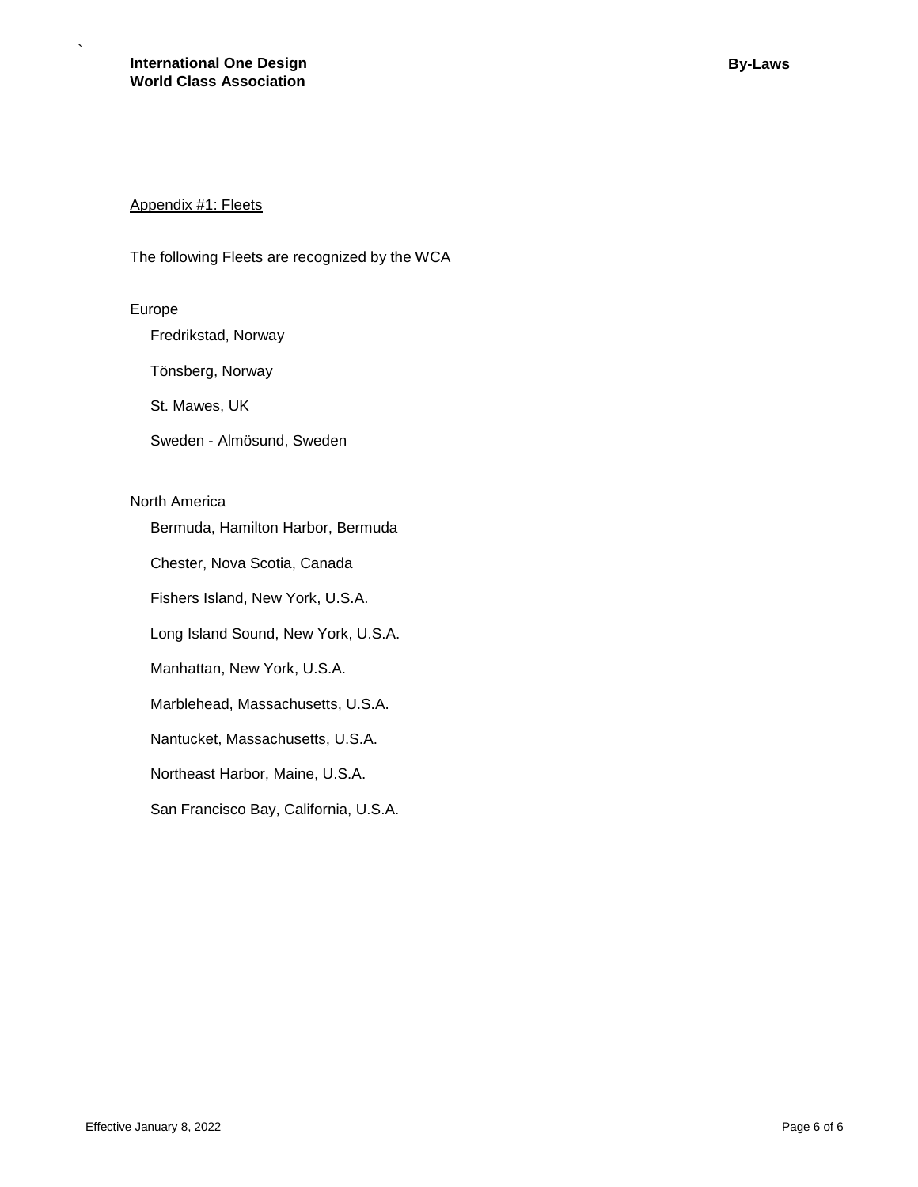## Appendix #1: Fleets

The following Fleets are recognized by the WCA

Europe

- Fredrikstad, Norway
- Tönsberg, Norway
- St. Mawes, UK
- Sweden - Almösund, Sweden

North America

- Bermuda, Hamilton Harbor, Bermuda
- Chester, Nova Scotia, Canada
- Fishers Island, New York, U.S.A.
- Long Island Sound, New York, U.S.A.
- Manhattan, New York, U.S.A.
- Marblehead, Massachusetts, U.S.A.
- Nantucket, Massachusetts, U.S.A.
- Northeast Harbor, Maine, U.S.A.
- San Francisco Bay, California, U.S.A.